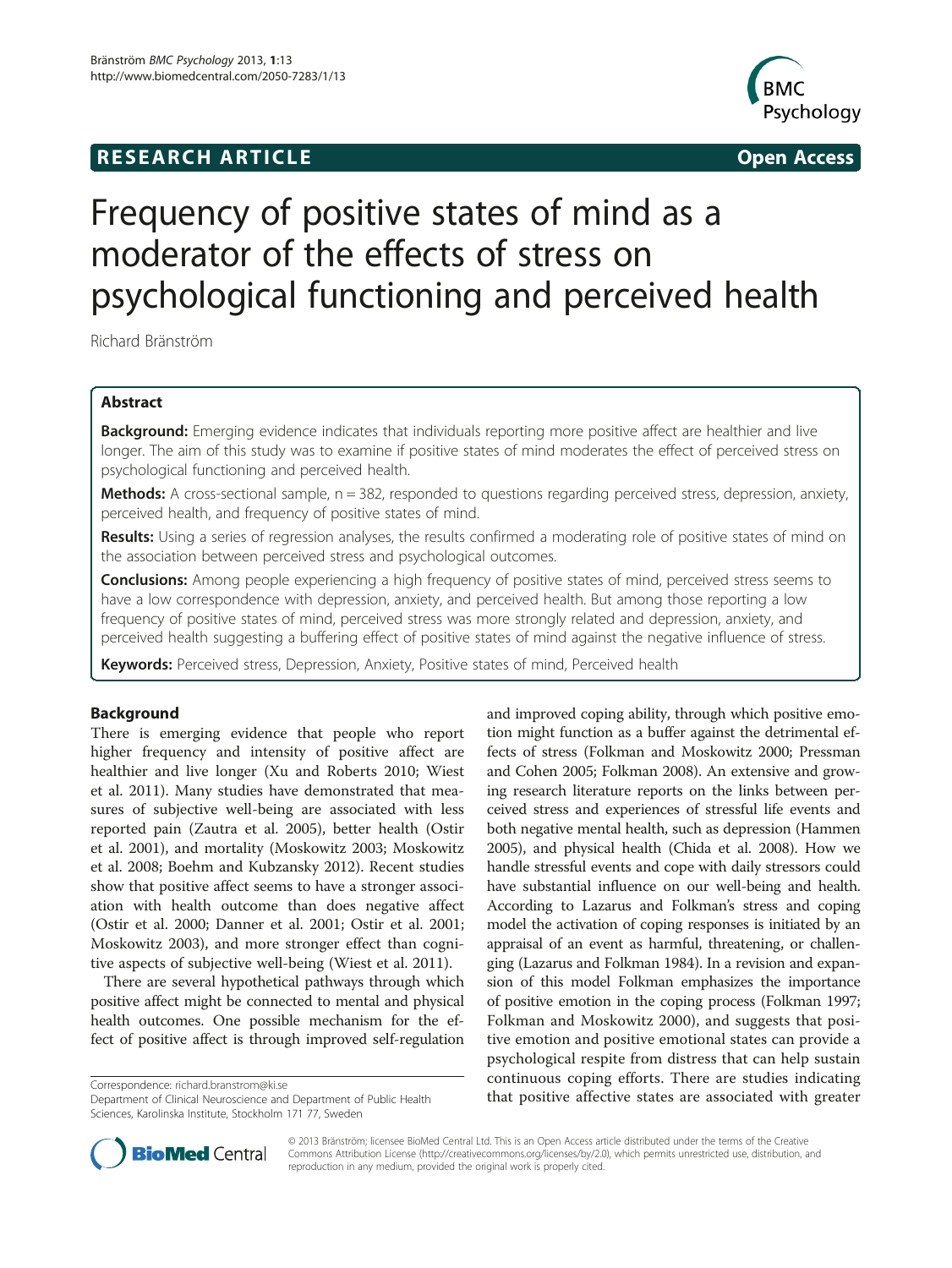RESEARCH ARTICLE Open Access

# Frequency of positive states of mind as a moderator of the effects of stress on psychological functioning and perceived health

Richard Bränström

## Abstract

**Background:** Emerging evidence indicates that individuals reporting more positive affect are healthier and live longer. The aim of this study was to examine if positive states of mind moderates the effect of perceived stress on psychological functioning and perceived health.

**Methods:** A cross-sectional sample, n = 382, responded to questions regarding perceived stress, depression, anxiety, perceived health, and frequency of positive states of mind.

**Results:** Using a series of regression analyses, the results confirmed a moderating role of positive states of mind on the association between perceived stress and psychological outcomes.

**Conclusions:** Among people experiencing a high frequency of positive states of mind, perceived stress seems to have a low correspondence with depression, anxiety, and perceived health. But among those reporting a low frequency of positive states of mind, perceived stress was more strongly related and depression, anxiety, and perceived health suggesting a buffering effect of positive states of mind against the negative influence of stress.

**Keywords:** Perceived stress, Depression, Anxiety, Positive states of mind, Perceived health

## Background

There is emerging evidence that people who report higher frequency and intensity of positive affect are healthier and live longer (Xu and Roberts 2010; Wiest et al. 2011). Many studies have demonstrated that measures of subjective well-being are associated with less reported pain (Zautra et al. 2005), better health (Ostir et al. 2001), and mortality (Moskowitz 2003; Moskowitz et al. 2008; Boehm and Kubzansky 2012). Recent studies show that positive affect seems to have a stronger association with health outcome than does negative affect (Ostir et al. 2000; Danner et al. 2001; Ostir et al. 2001; Moskowitz 2003), and more stronger effect than cognitive aspects of subjective well-being (Wiest et al. 2011).

There are several hypothetical pathways through which positive affect might be connected to mental and physical health outcomes. One possible mechanism for the effect of positive affect is through improved self-regulation and improved coping ability, through which positive emotion might function as a buffer against the detrimental effects of stress (Folkman and Moskowitz 2000; Pressman and Cohen 2005; Folkman 2008). An extensive and growing research literature reports on the links between perceived stress and experiences of stressful life events and both negative mental health, such as depression (Hammen 2005), and physical health (Chida et al. 2008). How we handle stressful events and cope with daily stressors could have substantial influence on our well-being and health. According to Lazarus and Folkman's stress and coping model the activation of coping responses is initiated by an appraisal of an event as harmful, threatening, or challenging (Lazarus and Folkman 1984). In a revision and expansion of this model Folkman emphasizes the importance of positive emotion in the coping process (Folkman 1997; Folkman and Moskowitz 2000), and suggests that positive emotion and positive emotional states can provide a psychological respite from distress that can help sustain continuous coping efforts. There are studies indicating that positive affective states are associated with greater

Correspondence: richard.branstrom@ki.se
Department of Clinical Neuroscience and Department of Public Health Sciences, Karolinska Institute, Stockholm 171 77, Sweden

© 2013 Bränström; licensee BioMed Central Ltd. This is an Open Access article distributed under the terms of the Creative Commons Attribution License (http://creativecommons.org/licenses/by/2.0), which permits unrestricted use, distribution, and reproduction in any medium, provided the original work is properly cited.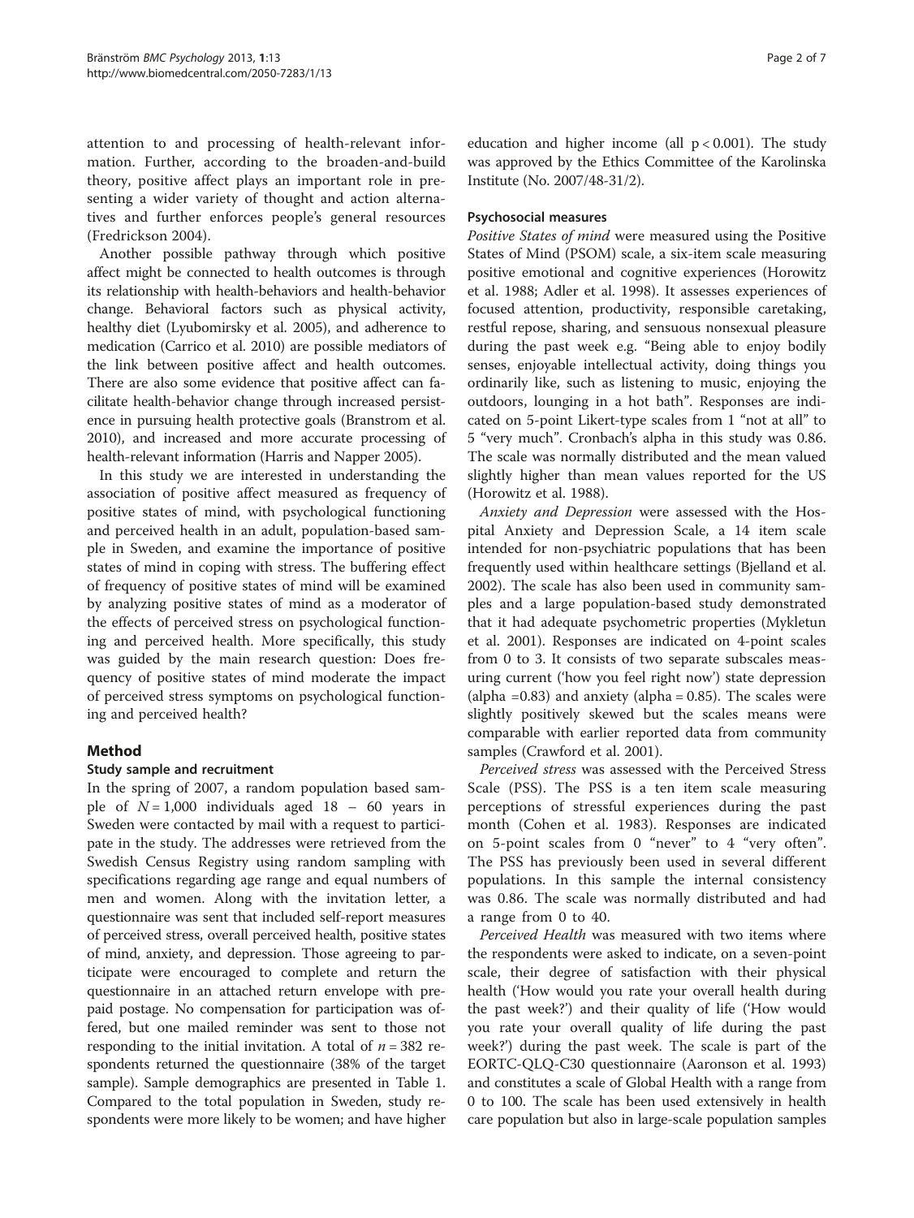attention to and processing of health-relevant information. Further, according to the broaden-and-build theory, positive affect plays an important role in presenting a wider variety of thought and action alternatives and further enforces people's general resources (Fredrickson 2004).

Another possible pathway through which positive affect might be connected to health outcomes is through its relationship with health-behaviors and health-behavior change. Behavioral factors such as physical activity, healthy diet (Lyubomirsky et al. 2005), and adherence to medication (Carrico et al. 2010) are possible mediators of the link between positive affect and health outcomes. There are also some evidence that positive affect can facilitate health-behavior change through increased persistence in pursuing health protective goals (Branstrom et al. 2010), and increased and more accurate processing of health-relevant information (Harris and Napper 2005).

In this study we are interested in understanding the association of positive affect measured as frequency of positive states of mind, with psychological functioning and perceived health in an adult, population-based sample in Sweden, and examine the importance of positive states of mind in coping with stress. The buffering effect of frequency of positive states of mind will be examined by analyzing positive states of mind as a moderator of the effects of perceived stress on psychological functioning and perceived health. More specifically, this study was guided by the main research question: Does frequency of positive states of mind moderate the impact of perceived stress symptoms on psychological functioning and perceived health?

## Method

### Study sample and recruitment

In the spring of 2007, a random population based sample of $N = 1{,}000$ individuals aged 18 – 60 years in Sweden were contacted by mail with a request to participate in the study. The addresses were retrieved from the Swedish Census Registry using random sampling with specifications regarding age range and equal numbers of men and women. Along with the invitation letter, a questionnaire was sent that included self-report measures of perceived stress, overall perceived health, positive states of mind, anxiety, and depression. Those agreeing to participate were encouraged to complete and return the questionnaire in an attached return envelope with prepaid postage. No compensation for participation was offered, but one mailed reminder was sent to those not responding to the initial invitation. A total of $n = 382$ respondents returned the questionnaire (38% of the target sample). Sample demographics are presented in Table 1. Compared to the total population in Sweden, study respondents were more likely to be women; and have higher education and higher income (all $p < 0.001$). The study was approved by the Ethics Committee of the Karolinska Institute (No. 2007/48-31/2).

### Psychosocial measures

*Positive States of mind* were measured using the Positive States of Mind (PSOM) scale, a six-item scale measuring positive emotional and cognitive experiences (Horowitz et al. 1988; Adler et al. 1998). It assesses experiences of focused attention, productivity, responsible caretaking, restful repose, sharing, and sensuous nonsexual pleasure during the past week e.g. "Being able to enjoy bodily senses, enjoyable intellectual activity, doing things you ordinarily like, such as listening to music, enjoying the outdoors, lounging in a hot bath". Responses are indicated on 5-point Likert-type scales from 1 "not at all" to 5 "very much". Cronbach's alpha in this study was 0.86. The scale was normally distributed and the mean valued slightly higher than mean values reported for the US (Horowitz et al. 1988).

*Anxiety and Depression* were assessed with the Hospital Anxiety and Depression Scale, a 14 item scale intended for non-psychiatric populations that has been frequently used within healthcare settings (Bjelland et al. 2002). The scale has also been used in community samples and a large population-based study demonstrated that it had adequate psychometric properties (Mykletun et al. 2001). Responses are indicated on 4-point scales from 0 to 3. It consists of two separate subscales measuring current ('how you feel right now') state depression (alpha =0.83) and anxiety (alpha = 0.85). The scales were slightly positively skewed but the scales means were comparable with earlier reported data from community samples (Crawford et al. 2001).

*Perceived stress* was assessed with the Perceived Stress Scale (PSS). The PSS is a ten item scale measuring perceptions of stressful experiences during the past month (Cohen et al. 1983). Responses are indicated on 5-point scales from 0 "never" to 4 "very often". The PSS has previously been used in several different populations. In this sample the internal consistency was 0.86. The scale was normally distributed and had a range from 0 to 40.

*Perceived Health* was measured with two items where the respondents were asked to indicate, on a seven-point scale, their degree of satisfaction with their physical health ('How would you rate your overall health during the past week?') and their quality of life ('How would you rate your overall quality of life during the past week?') during the past week. The scale is part of the EORTC-QLQ-C30 questionnaire (Aaronson et al. 1993) and constitutes a scale of Global Health with a range from 0 to 100. The scale has been used extensively in health care population but also in large-scale population samples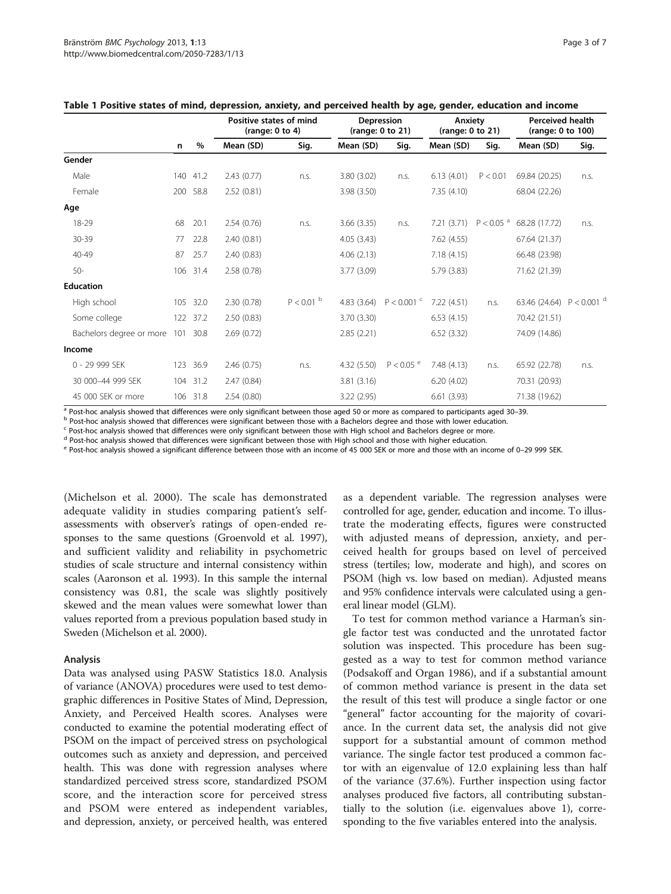**Table 1 Positive states of mind, depression, anxiety, and perceived health by age, gender, education and income**

| | | | Positive states of mind (range: 0 to 4) | | Depression (range: 0 to 21) | | Anxiety (range: 0 to 21) | | Perceived health (range: 0 to 100) | |
|---|---|---|---|---|---|---|---|---|---|---|
| | n | % | Mean (SD) | Sig. | Mean (SD) | Sig. | Mean (SD) | Sig. | Mean (SD) | Sig. |
| **Gender** | | | | | | | | | | |
| Male | 140 | 41.2 | 2.43 (0.77) | n.s. | 3.80 (3.02) | n.s. | 6.13 (4.01) | $P < 0.01$ | 69.84 (20.25) | n.s. |
| Female | 200 | 58.8 | 2.52 (0.81) | | 3.98 (3.50) | | 7.35 (4.10) | | 68.04 (22.26) | |
| **Age** | | | | | | | | | | |
| 18-29 | 68 | 20.1 | 2.54 (0.76) | n.s. | 3.66 (3.35) | n.s. | 7.21 (3.71) | $P < 0.05$ [a] | 68.28 (17.72) | n.s. |
| 30-39 | 77 | 22.8 | 2.40 (0.81) | | 4.05 (3.43) | | 7.62 (4.55) | | 67.64 (21.37) | |
| 40-49 | 87 | 25.7 | 2.40 (0.83) | | 4.06 (2.13) | | 7.18 (4.15) | | 66.48 (23.98) | |
| 50- | 106 | 31.4 | 2.58 (0.78) | | 3.77 (3.09) | | 5.79 (3.83) | | 71.62 (21.39) | |
| **Education** | | | | | | | | | | |
| High school | 105 | 32.0 | 2.30 (0.78) | $P < 0.01$ [b] | 4.83 (3.64) | $P < 0.001$ [c] | 7.22 (4.51) | n.s. | 63.46 (24.64) | $P < 0.001$ [d] |
| Some college | 122 | 37.2 | 2.50 (0.83) | | 3.70 (3.30) | | 6.53 (4.15) | | 70.42 (21.51) | |
| Bachelors degree or more | 101 | 30.8 | 2.69 (0.72) | | 2.85 (2.21) | | 6.52 (3.32) | | 74.09 (14.86) | |
| **Income** | | | | | | | | | | |
| 0 - 29 999 SEK | 123 | 36.9 | 2.46 (0.75) | n.s. | 4.32 (5.50) | $P < 0.05$ [e] | 7.48 (4.13) | n.s. | 65.92 (22.78) | n.s. |
| 30 000–44 999 SEK | 104 | 31.2 | 2.47 (0.84) | | 3.81 (3.16) | | 6.20 (4.02) | | 70.31 (20.93) | |
| 45 000 SEK or more | 106 | 31.8 | 2.54 (0.80) | | 3.22 (2.95) | | 6.61 (3.93) | | 71.38 (19.62) | |

[a] Post-hoc analysis showed that differences were only significant between those aged 50 or more as compared to participants aged 30–39.
[b] Post-hoc analysis showed that differences were significant between those with a Bachelors degree and those with lower education.
[c] Post-hoc analysis showed that differences were only significant between those with High school and Bachelors degree or more.
[d] Post-hoc analysis showed that differences were significant between those with High school and those with higher education.
[e] Post-hoc analysis showed a significant difference between those with an income of 45 000 SEK or more and those with an income of 0–29 999 SEK.

(Michelson et al. 2000). The scale has demonstrated adequate validity in studies comparing patient's self-assessments with observer's ratings of open-ended responses to the same questions (Groenvold et al. 1997), and sufficient validity and reliability in psychometric studies of scale structure and internal consistency within scales (Aaronson et al. 1993). In this sample the internal consistency was 0.81, the scale was slightly positively skewed and the mean values were somewhat lower than values reported from a previous population based study in Sweden (Michelson et al. 2000).

### Analysis

Data was analysed using PASW Statistics 18.0. Analysis of variance (ANOVA) procedures were used to test demographic differences in Positive States of Mind, Depression, Anxiety, and Perceived Health scores. Analyses were conducted to examine the potential moderating effect of PSOM on the impact of perceived stress on psychological outcomes such as anxiety and depression, and perceived health. This was done with regression analyses where standardized perceived stress score, standardized PSOM score, and the interaction score for perceived stress and PSOM were entered as independent variables, and depression, anxiety, or perceived health, was entered as a dependent variable. The regression analyses were controlled for age, gender, education and income. To illustrate the moderating effects, figures were constructed with adjusted means of depression, anxiety, and perceived health for groups based on level of perceived stress (tertiles; low, moderate and high), and scores on PSOM (high vs. low based on median). Adjusted means and 95% confidence intervals were calculated using a general linear model (GLM).

To test for common method variance a Harman's single factor test was conducted and the unrotated factor solution was inspected. This procedure has been suggested as a way to test for common method variance (Podsakoff and Organ 1986), and if a substantial amount of common method variance is present in the data set the result of this test will produce a single factor or one "general" factor accounting for the majority of covariance. In the current data set, the analysis did not give support for a substantial amount of common method variance. The single factor test produced a common factor with an eigenvalue of 12.0 explaining less than half of the variance (37.6%). Further inspection using factor analyses produced five factors, all contributing substantially to the solution (i.e. eigenvalues above 1), corresponding to the five variables entered into the analysis.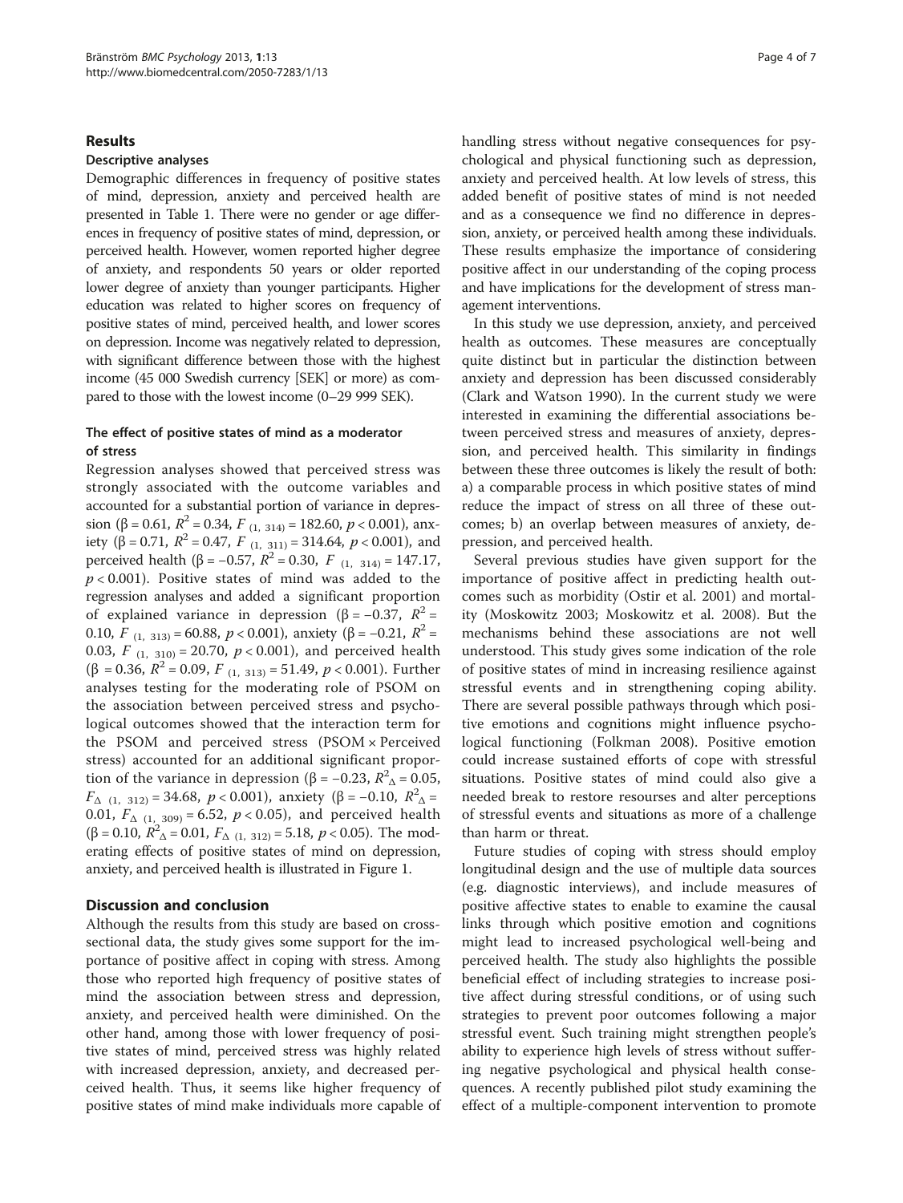## Results

### Descriptive analyses

Demographic differences in frequency of positive states of mind, depression, anxiety and perceived health are presented in Table 1. There were no gender or age differences in frequency of positive states of mind, depression, or perceived health. However, women reported higher degree of anxiety, and respondents 50 years or older reported lower degree of anxiety than younger participants. Higher education was related to higher scores on frequency of positive states of mind, perceived health, and lower scores on depression. Income was negatively related to depression, with significant difference between those with the highest income (45 000 Swedish currency [SEK] or more) as compared to those with the lowest income (0–29 999 SEK).

### The effect of positive states of mind as a moderator of stress

Regression analyses showed that perceived stress was strongly associated with the outcome variables and accounted for a substantial portion of variance in depression ($\beta = 0.61$, $R^2 = 0.34$, $F_{(1,\ 314)} = 182.60$, $p < 0.001$), anxiety ($\beta = 0.71$, $R^2 = 0.47$, $F_{(1,\ 311)} = 314.64$, $p < 0.001$), and perceived health ($\beta = -0.57$, $R^2 = 0.30$, $F_{(1,\ 314)} = 147.17$, $p < 0.001$). Positive states of mind was added to the regression analyses and added a significant proportion of explained variance in depression ($\beta = -0.37$, $R^2 = 0.10$, $F_{(1,\ 313)} = 60.88$, $p < 0.001$), anxiety ($\beta = -0.21$, $R^2 = 0.03$, $F_{(1,\ 310)} = 20.70$, $p < 0.001$), and perceived health ($\beta = 0.36$, $R^2 = 0.09$, $F_{(1,\ 313)} = 51.49$, $p < 0.001$). Further analyses testing for the moderating role of PSOM on the association between perceived stress and psychological outcomes showed that the interaction term for the PSOM and perceived stress (PSOM × Perceived stress) accounted for an additional significant proportion of the variance in depression ($\beta = -0.23$, $R^2_\Delta = 0.05$, $F_{\Delta\ (1,\ 312)} = 34.68$, $p < 0.001$), anxiety ($\beta = -0.10$, $R^2_\Delta = 0.01$, $F_{\Delta\ (1,\ 309)} = 6.52$, $p < 0.05$), and perceived health ($\beta = 0.10$, $R^2_\Delta = 0.01$, $F_{\Delta\ (1,\ 312)} = 5.18$, $p < 0.05$). The moderating effects of positive states of mind on depression, anxiety, and perceived health is illustrated in Figure 1.

## Discussion and conclusion

Although the results from this study are based on cross-sectional data, the study gives some support for the importance of positive affect in coping with stress. Among those who reported high frequency of positive states of mind the association between stress and depression, anxiety, and perceived health were diminished. On the other hand, among those with lower frequency of positive states of mind, perceived stress was highly related with increased depression, anxiety, and decreased perceived health. Thus, it seems like higher frequency of positive states of mind make individuals more capable of handling stress without negative consequences for psychological and physical functioning such as depression, anxiety and perceived health. At low levels of stress, this added benefit of positive states of mind is not needed and as a consequence we find no difference in depression, anxiety, or perceived health among these individuals. These results emphasize the importance of considering positive affect in our understanding of the coping process and have implications for the development of stress management interventions.

In this study we use depression, anxiety, and perceived health as outcomes. These measures are conceptually quite distinct but in particular the distinction between anxiety and depression has been discussed considerably (Clark and Watson 1990). In the current study we were interested in examining the differential associations between perceived stress and measures of anxiety, depression, and perceived health. This similarity in findings between these three outcomes is likely the result of both: a) a comparable process in which positive states of mind reduce the impact of stress on all three of these outcomes; b) an overlap between measures of anxiety, depression, and perceived health.

Several previous studies have given support for the importance of positive affect in predicting health outcomes such as morbidity (Ostir et al. 2001) and mortality (Moskowitz 2003; Moskowitz et al. 2008). But the mechanisms behind these associations are not well understood. This study gives some indication of the role of positive states of mind in increasing resilience against stressful events and in strengthening coping ability. There are several possible pathways through which positive emotions and cognitions might influence psychological functioning (Folkman 2008). Positive emotion could increase sustained efforts of cope with stressful situations. Positive states of mind could also give a needed break to restore resourses and alter perceptions of stressful events and situations as more of a challenge than harm or threat.

Future studies of coping with stress should employ longitudinal design and the use of multiple data sources (e.g. diagnostic interviews), and include measures of positive affective states to enable to examine the causal links through which positive emotion and cognitions might lead to increased psychological well-being and perceived health. The study also highlights the possible beneficial effect of including strategies to increase positive affect during stressful conditions, or of using such strategies to prevent poor outcomes following a major stressful event. Such training might strengthen people's ability to experience high levels of stress without suffering negative psychological and physical health consequences. A recently published pilot study examining the effect of a multiple-component intervention to promote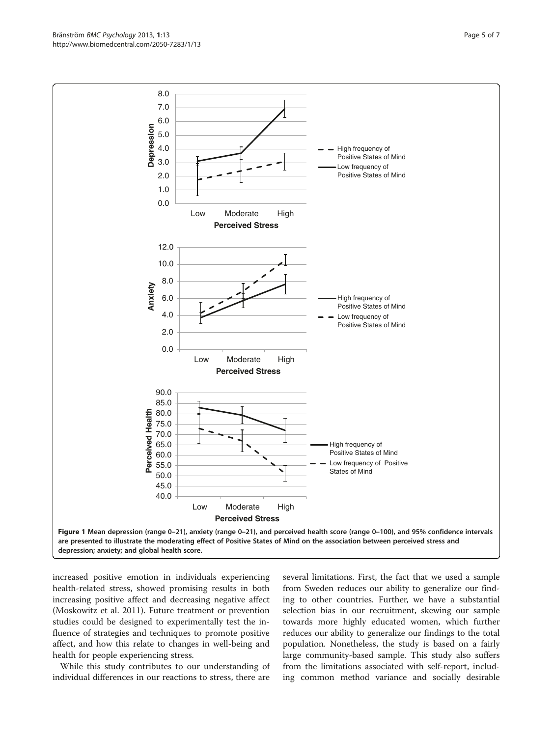**Figure 1 Mean depression (range 0–21), anxiety (range 0–21), and perceived health score (range 0–100), and 95% confidence intervals are presented to illustrate the moderating effect of Positive States of Mind on the association between perceived stress and depression; anxiety; and global health score.**

increased positive emotion in individuals experiencing health-related stress, showed promising results in both increasing positive affect and decreasing negative affect (Moskowitz et al. 2011). Future treatment or prevention studies could be designed to experimentally test the influence of strategies and techniques to promote positive affect, and how this relate to changes in well-being and health for people experiencing stress.

While this study contributes to our understanding of individual differences in our reactions to stress, there are several limitations. First, the fact that we used a sample from Sweden reduces our ability to generalize our finding to other countries. Further, we have a substantial selection bias in our recruitment, skewing our sample towards more highly educated women, which further reduces our ability to generalize our findings to the total population. Nonetheless, the study is based on a fairly large community-based sample. This study also suffers from the limitations associated with self-report, including common method variance and socially desirable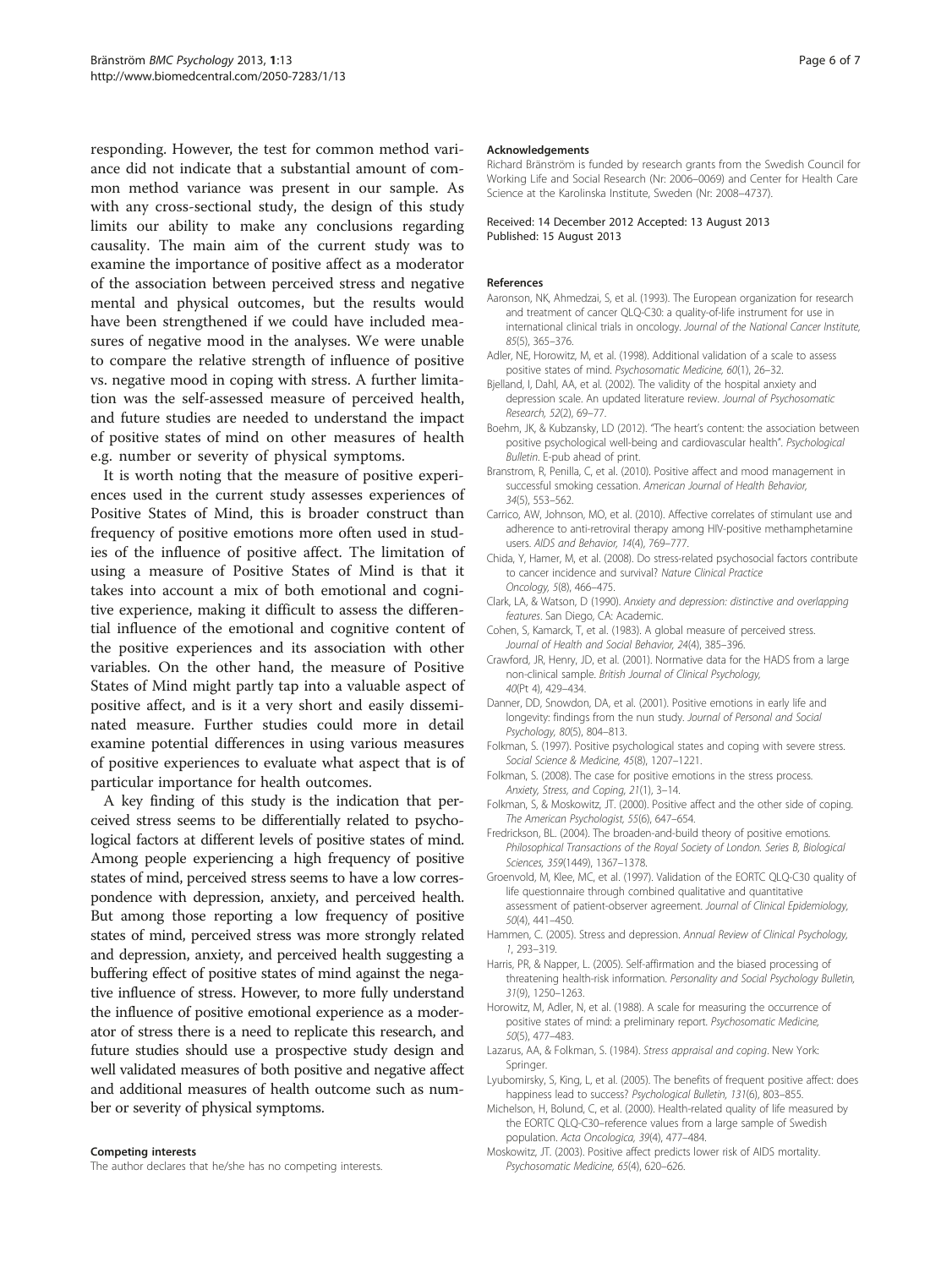responding. However, the test for common method variance did not indicate that a substantial amount of common method variance was present in our sample. As with any cross-sectional study, the design of this study limits our ability to make any conclusions regarding causality. The main aim of the current study was to examine the importance of positive affect as a moderator of the association between perceived stress and negative mental and physical outcomes, but the results would have been strengthened if we could have included measures of negative mood in the analyses. We were unable to compare the relative strength of influence of positive vs. negative mood in coping with stress. A further limitation was the self-assessed measure of perceived health, and future studies are needed to understand the impact of positive states of mind on other measures of health e.g. number or severity of physical symptoms.

It is worth noting that the measure of positive experiences used in the current study assesses experiences of Positive States of Mind, this is broader construct than frequency of positive emotions more often used in studies of the influence of positive affect. The limitation of using a measure of Positive States of Mind is that it takes into account a mix of both emotional and cognitive experience, making it difficult to assess the differential influence of the emotional and cognitive content of the positive experiences and its association with other variables. On the other hand, the measure of Positive States of Mind might partly tap into a valuable aspect of positive affect, and is it a very short and easily disseminated measure. Further studies could more in detail examine potential differences in using various measures of positive experiences to evaluate what aspect that is of particular importance for health outcomes.

A key finding of this study is the indication that perceived stress seems to be differentially related to psychological factors at different levels of positive states of mind. Among people experiencing a high frequency of positive states of mind, perceived stress seems to have a low correspondence with depression, anxiety, and perceived health. But among those reporting a low frequency of positive states of mind, perceived stress was more strongly related and depression, anxiety, and perceived health suggesting a buffering effect of positive states of mind against the negative influence of stress. However, to more fully understand the influence of positive emotional experience as a moderator of stress there is a need to replicate this research, and future studies should use a prospective study design and well validated measures of both positive and negative affect and additional measures of health outcome such as number or severity of physical symptoms.

#### Competing interests
The author declares that he/she has no competing interests.

#### Acknowledgements
Richard Bränström is funded by research grants from the Swedish Council for Working Life and Social Research (Nr: 2006–0069) and Center for Health Care Science at the Karolinska Institute, Sweden (Nr: 2008–4737).

Received: 14 December 2012 Accepted: 13 August 2013
Published: 15 August 2013

#### References

- Aaronson, NK, Ahmedzai, S, et al. (1993). The European organization for research and treatment of cancer QLQ-C30: a quality-of-life instrument for use in international clinical trials in oncology. *Journal of the National Cancer Institute, 85*(5), 365–376.
- Adler, NE, Horowitz, M, et al. (1998). Additional validation of a scale to assess positive states of mind. *Psychosomatic Medicine, 60*(1), 26–32.
- Bjelland, I, Dahl, AA, et al. (2002). The validity of the hospital anxiety and depression scale. An updated literature review. *Journal of Psychosomatic Research, 52*(2), 69–77.
- Boehm, JK, & Kubzansky, LD (2012). "The heart's content: the association between positive psychological well-being and cardiovascular health". *Psychological Bulletin*. E-pub ahead of print.
- Branstrom, R, Penilla, C, et al. (2010). Positive affect and mood management in successful smoking cessation. *American Journal of Health Behavior, 34*(5), 553–562.
- Carrico, AW, Johnson, MO, et al. (2010). Affective correlates of stimulant use and adherence to anti-retroviral therapy among HIV-positive methamphetamine users. *AIDS and Behavior, 14*(4), 769–777.
- Chida, Y, Hamer, M, et al. (2008). Do stress-related psychosocial factors contribute to cancer incidence and survival? *Nature Clinical Practice Oncology, 5*(8), 466–475.
- Clark, LA, & Watson, D (1990). *Anxiety and depression: distinctive and overlapping features*. San Diego, CA: Academic.
- Cohen, S, Kamarck, T, et al. (1983). A global measure of perceived stress. *Journal of Health and Social Behavior, 24*(4), 385–396.
- Crawford, JR, Henry, JD, et al. (2001). Normative data for the HADS from a large non-clinical sample. *British Journal of Clinical Psychology, 40*(Pt 4), 429–434.
- Danner, DD, Snowdon, DA, et al. (2001). Positive emotions in early life and longevity: findings from the nun study. *Journal of Personal and Social Psychology, 80*(5), 804–813.
- Folkman, S. (1997). Positive psychological states and coping with severe stress. *Social Science & Medicine, 45*(8), 1207–1221.
- Folkman, S. (2008). The case for positive emotions in the stress process. *Anxiety, Stress, and Coping, 21*(1), 3–14.
- Folkman, S, & Moskowitz, JT. (2000). Positive affect and the other side of coping. *The American Psychologist, 55*(6), 647–654.
- Fredrickson, BL. (2004). The broaden-and-build theory of positive emotions. *Philosophical Transactions of the Royal Society of London. Series B, Biological Sciences, 359*(1449), 1367–1378.
- Groenvold, M, Klee, MC, et al. (1997). Validation of the EORTC QLQ-C30 quality of life questionnaire through combined qualitative and quantitative assessment of patient-observer agreement. *Journal of Clinical Epidemiology, 50*(4), 441–450.
- Hammen, C. (2005). Stress and depression. *Annual Review of Clinical Psychology, 1*, 293–319.
- Harris, PR, & Napper, L. (2005). Self-affirmation and the biased processing of threatening health-risk information. *Personality and Social Psychology Bulletin, 31*(9), 1250–1263.
- Horowitz, M, Adler, N, et al. (1988). A scale for measuring the occurrence of positive states of mind: a preliminary report. *Psychosomatic Medicine, 50*(5), 477–483.
- Lazarus, AA, & Folkman, S. (1984). *Stress appraisal and coping*. New York: Springer.
- Lyubomirsky, S, King, L, et al. (2005). The benefits of frequent positive affect: does happiness lead to success? *Psychological Bulletin, 131*(6), 803–855.
- Michelson, H, Bolund, C, et al. (2000). Health-related quality of life measured by the EORTC QLQ-C30–reference values from a large sample of Swedish population. *Acta Oncologica, 39*(4), 477–484.
- Moskowitz, JT. (2003). Positive affect predicts lower risk of AIDS mortality. *Psychosomatic Medicine, 65*(4), 620–626.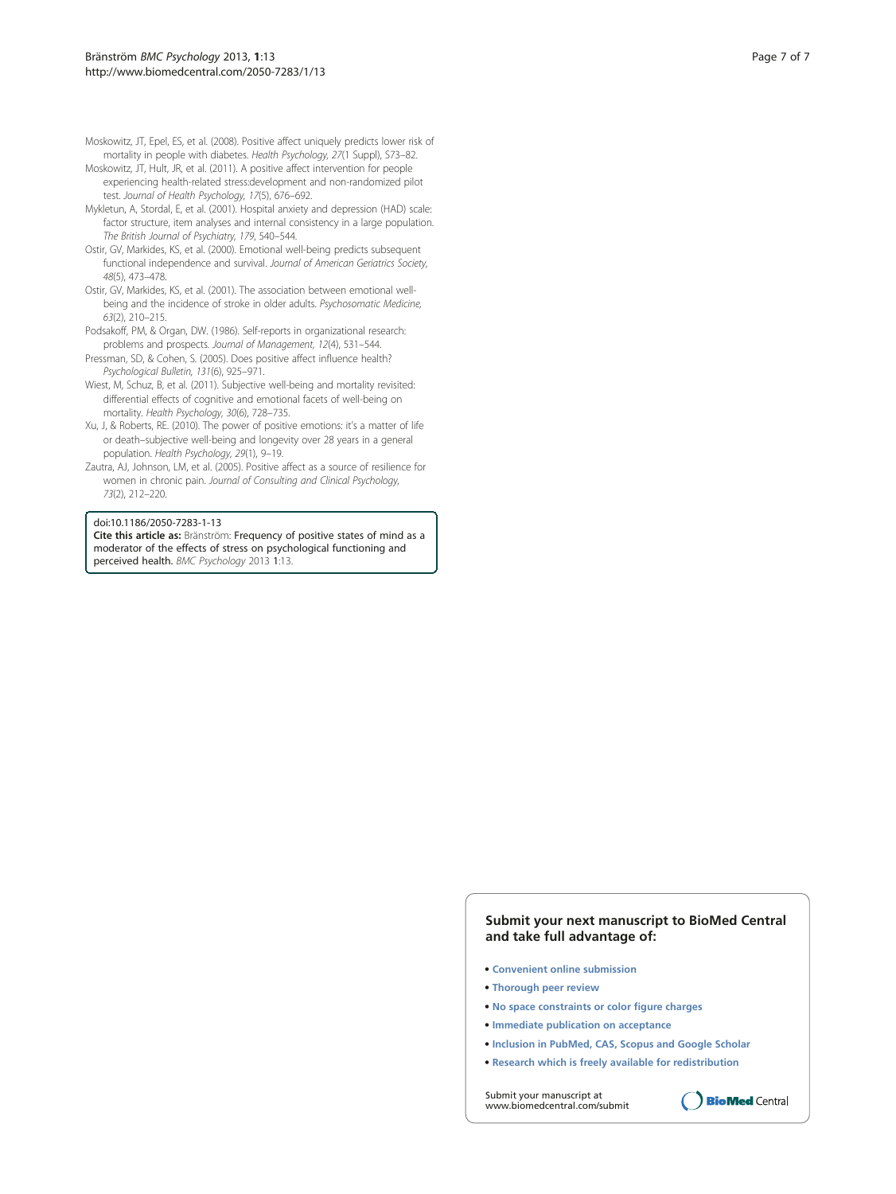Moskowitz, JT, Epel, ES, et al. (2008). Positive affect uniquely predicts lower risk of mortality in people with diabetes. *Health Psychology, 27*(1 Suppl), S73–82.

Moskowitz, JT, Hult, JR, et al. (2011). A positive affect intervention for people experiencing health-related stress:development and non-randomized pilot test. *Journal of Health Psychology, 17*(5), 676–692.

Mykletun, A, Stordal, E, et al. (2001). Hospital anxiety and depression (HAD) scale: factor structure, item analyses and internal consistency in a large population. *The British Journal of Psychiatry, 179*, 540–544.

Ostir, GV, Markides, KS, et al. (2000). Emotional well-being predicts subsequent functional independence and survival. *Journal of American Geriatrics Society, 48*(5), 473–478.

Ostir, GV, Markides, KS, et al. (2001). The association between emotional well-being and the incidence of stroke in older adults. *Psychosomatic Medicine, 63*(2), 210–215.

Podsakoff, PM, & Organ, DW. (1986). Self-reports in organizational research: problems and prospects. *Journal of Management, 12*(4), 531–544.

Pressman, SD, & Cohen, S. (2005). Does positive affect influence health? *Psychological Bulletin, 131*(6), 925–971.

Wiest, M, Schuz, B, et al. (2011). Subjective well-being and mortality revisited: differential effects of cognitive and emotional facets of well-being on mortality. *Health Psychology, 30*(6), 728–735.

Xu, J, & Roberts, RE. (2010). The power of positive emotions: it's a matter of life or death–subjective well-being and longevity over 28 years in a general population. *Health Psychology, 29*(1), 9–19.

Zautra, AJ, Johnson, LM, et al. (2005). Positive affect as a source of resilience for women in chronic pain. *Journal of Consulting and Clinical Psychology, 73*(2), 212–220.

doi:10.1186/2050-7283-1-13

**Cite this article as:** Bränström: Frequency of positive states of mind as a moderator of the effects of stress on psychological functioning and perceived health. *BMC Psychology* 2013 **1**:13.

**Submit your next manuscript to BioMed Central and take full advantage of:**

- **Convenient online submission**
- **Thorough peer review**
- **No space constraints or color figure charges**
- **Immediate publication on acceptance**
- **Inclusion in PubMed, CAS, Scopus and Google Scholar**
- **Research which is freely available for redistribution**

Submit your manuscript at www.biomedcentral.com/submit